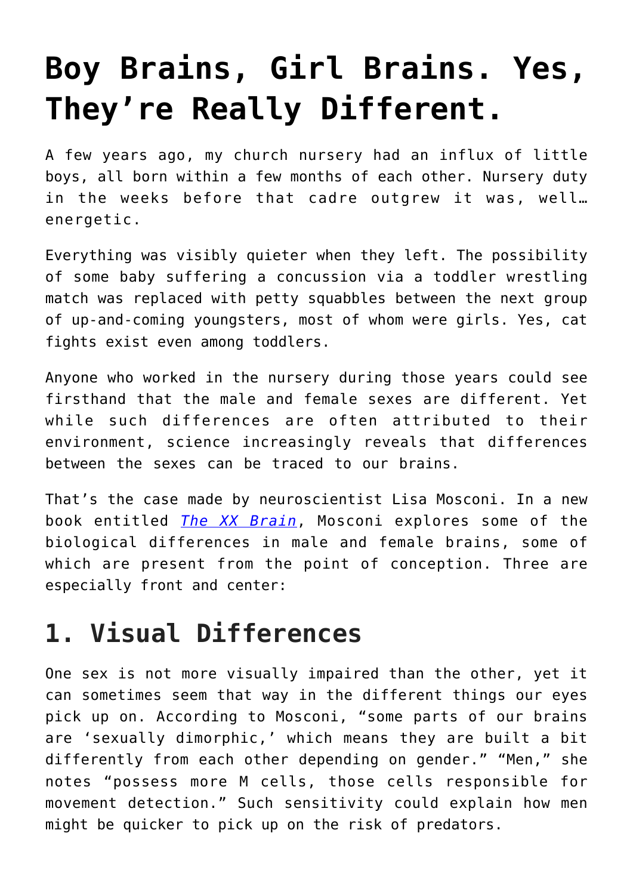# Boy Brains, Girl Brains. Yes, They're Really Different.

A few years ago, my church nursery had an influx of little boys, all born within a few months of each other. Nursery duty in the weeks before that cadre outgrew it was, well… energetic.

Everything was visibly quieter when they left. The possibility of some baby suffering a concussion via a toddler wrestling match was replaced with petty squabbles between the next group of up-and-coming youngsters, most of whom were girls. Yes, cat fights exist even among toddlers.

Anyone who worked in the nursery during those years could see firsthand that the male and female sexes are different. Yet while such differences are often attributed to their environment, science increasingly reveals that differences between the sexes can be traced to our brains.

That's the case made by neuroscientist Lisa Mosconi. In a new book entitled *The XX Brain*, Mosconi explores some of the biological differences in male and female brains, some of which are present from the point of conception. Three are especially front and center:

## 1. Visual Differences

One sex is not more visually impaired than the other, yet it can sometimes seem that way in the different things our eyes pick up on. According to Mosconi, "some parts of our brains are 'sexually dimorphic,' which means they are built a bit differently from each other depending on gender." "Men," she notes "possess more M cells, those cells responsible for movement detection." Such sensitivity could explain how men might be quicker to pick up on the risk of predators.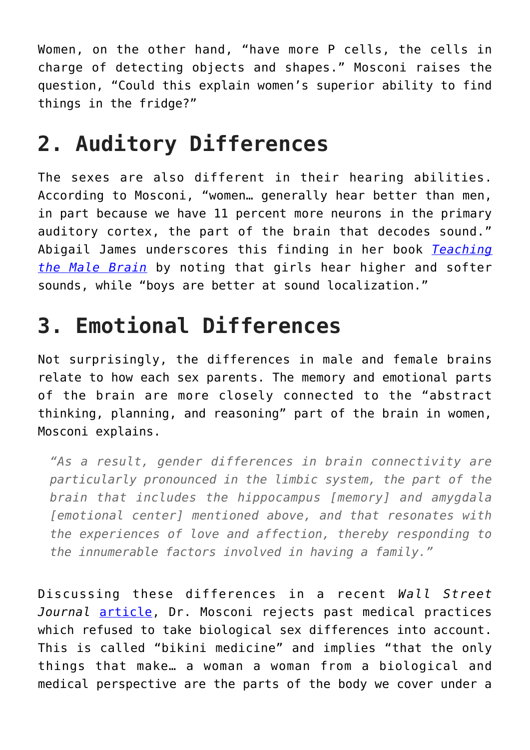Women, on the other hand, "have more P cells, the cells in charge of detecting objects and shapes." Mosconi raises the question, "Could this explain women's superior ability to find things in the fridge?"

## 2. Auditory Differences

The sexes are also different in their hearing abilities. According to Mosconi, "women… generally hear better than men, in part because we have 11 percent more neurons in the primary auditory cortex, the part of the brain that decodes sound." Abigail James underscores this finding in her book [*Teaching the Male Brain*]() by noting that girls hear higher and softer sounds, while "boys are better at sound localization."

## 3. Emotional Differences

Not surprisingly, the differences in male and female brains relate to how each sex parents. The memory and emotional parts of the brain are more closely connected to the "abstract thinking, planning, and reasoning" part of the brain in women, Mosconi explains.

> *"As a result, gender differences in brain connectivity are particularly pronounced in the limbic system, the part of the brain that includes the hippocampus [memory] and amygdala [emotional center] mentioned above, and that resonates with the experiences of love and affection, thereby responding to the innumerable factors involved in having a family."*

Discussing these differences in a recent *Wall Street Journal* [article](), Dr. Mosconi rejects past medical practices which refused to take biological sex differences into account. This is called "bikini medicine" and implies "that the only things that make… a woman a woman from a biological and medical perspective are the parts of the body we cover under a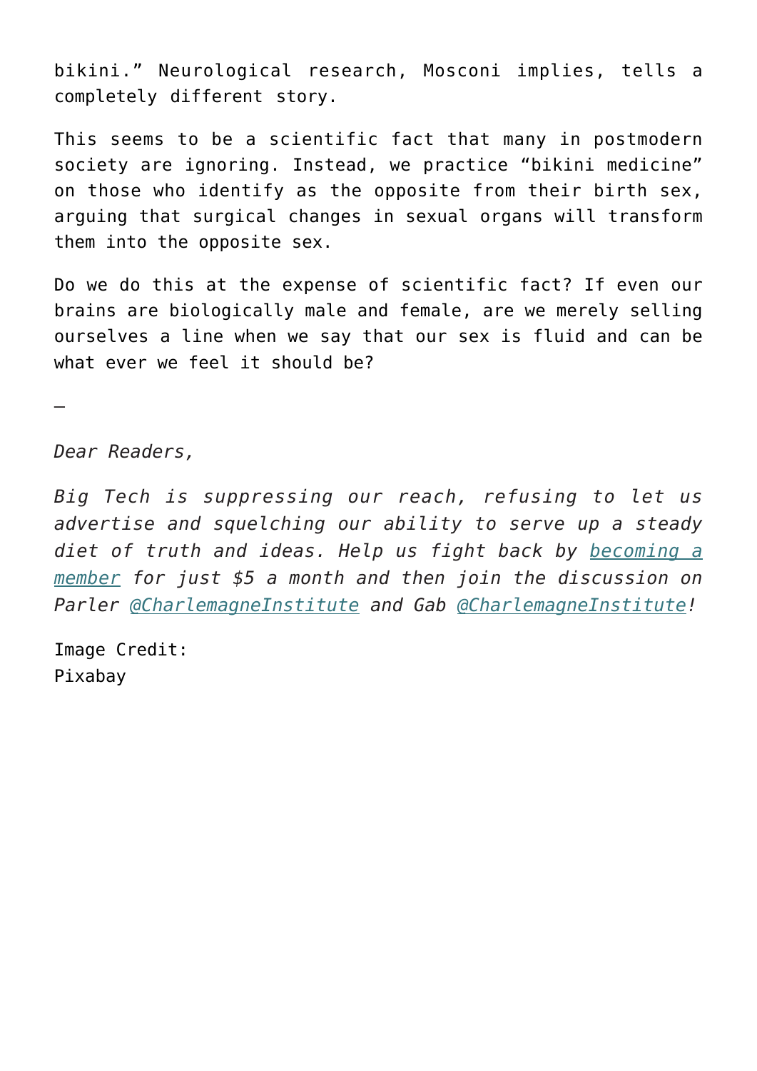bikini." Neurological research, Mosconi implies, tells a completely different story.

This seems to be a scientific fact that many in postmodern society are ignoring. Instead, we practice "bikini medicine" on those who identify as the opposite from their birth sex, arguing that surgical changes in sexual organs will transform them into the opposite sex.

Do we do this at the expense of scientific fact? If even our brains are biologically male and female, are we merely selling ourselves a line when we say that our sex is fluid and can be what ever we feel it should be?

—

*Dear Readers,*

*Big Tech is suppressing our reach, refusing to let us advertise and squelching our ability to serve up a steady diet of truth and ideas. Help us fight back by becoming a member for just $5 a month and then join the discussion on Parler @CharlemagneInstitute and Gab @CharlemagneInstitute!*

Image Credit:
Pixabay